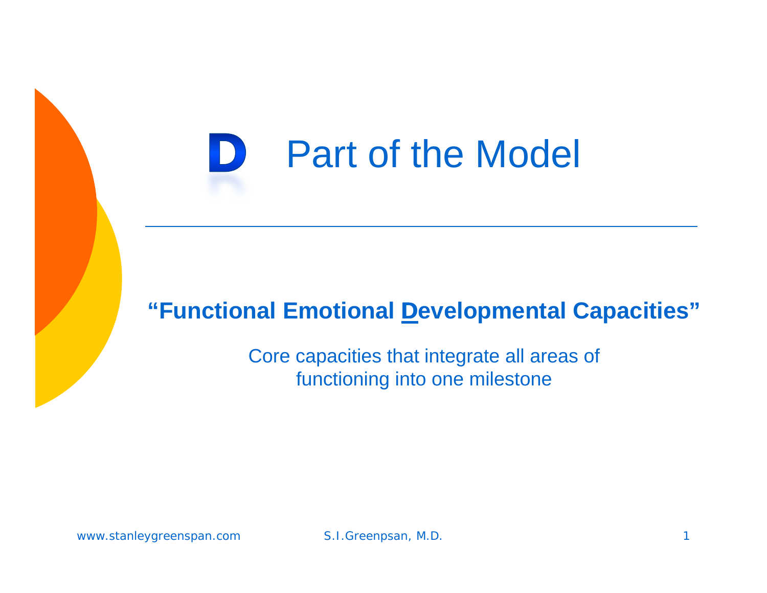# D Part of the Model

**"Functional Emotional Developmental Capacities"**

Core capacities that integrate all areas of functioning into one milestone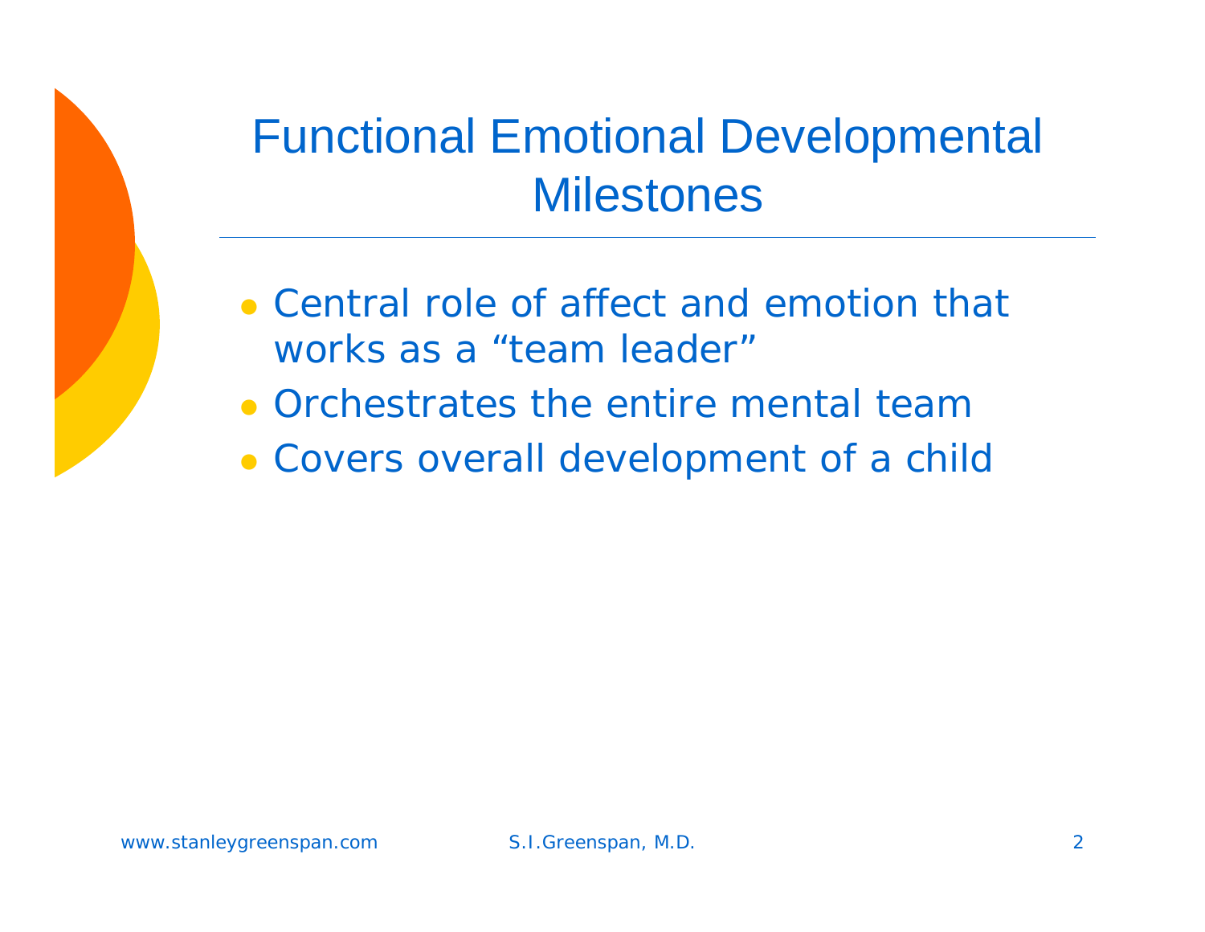# Functional Emotional Developmental Milestones

- Central role of affect and emotion that works as a “team leader”
- Orchestrates the entire mental team
- Covers overall development of a child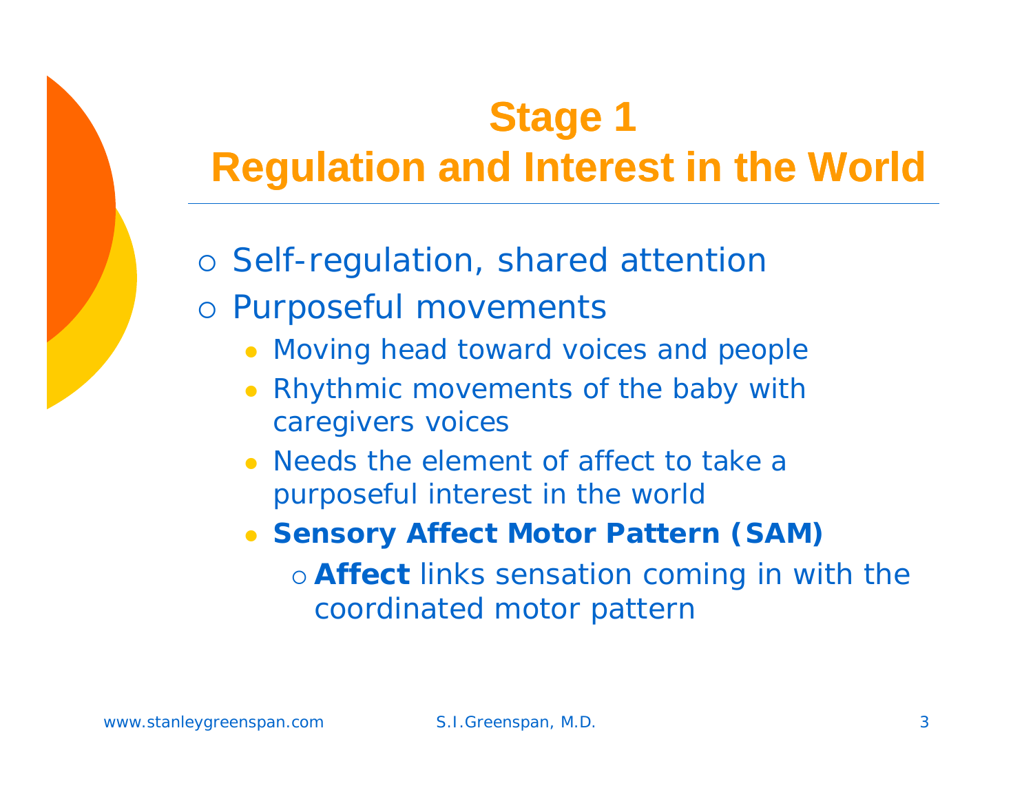# Stage 1
# Regulation and Interest in the World

- Self-regulation, shared attention
- Purposeful movements
  - Moving head toward voices and people
  - Rhythmic movements of the baby with caregivers voices
  - Needs the element of affect to take a purposeful interest in the world
  - **Sensory Affect Motor Pattern (SAM)**
    - **Affect** links sensation coming in with the coordinated motor pattern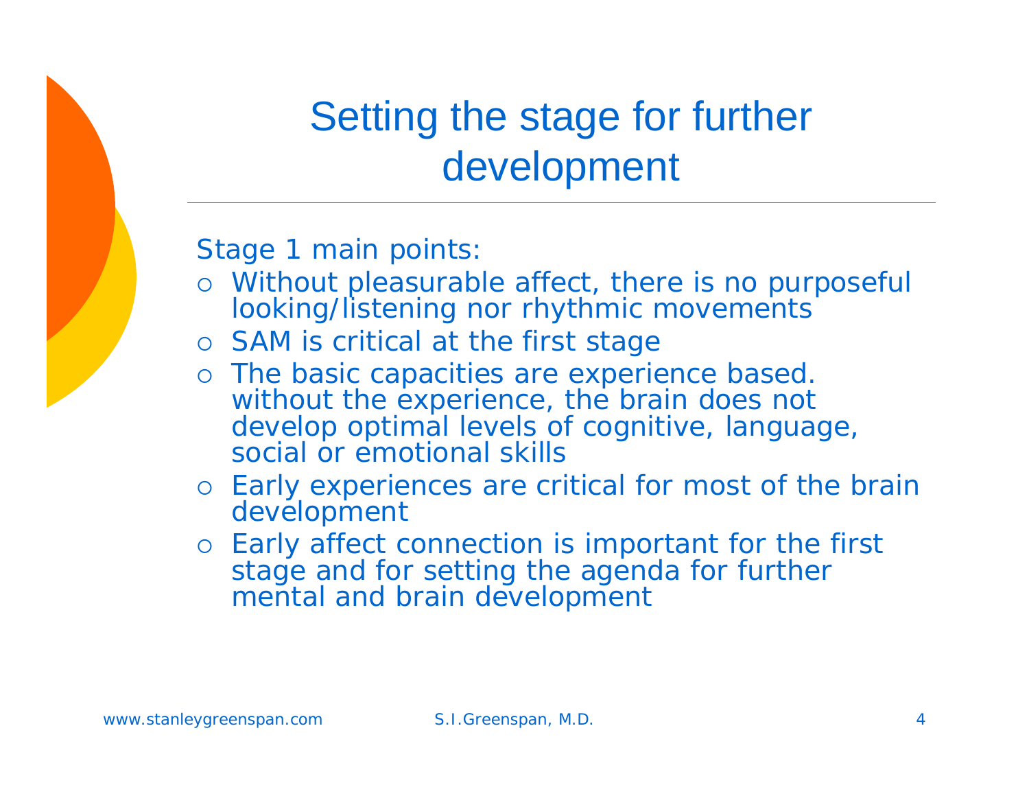# Setting the stage for further development

Stage 1 main points:

- Without pleasurable affect, there is no purposeful looking/listening nor rhythmic movements
- SAM is critical at the first stage
- The basic capacities are experience based. without the experience, the brain does not develop optimal levels of cognitive, language, social or emotional skills
- Early experiences are critical for most of the brain development
- Early affect connection is important for the first stage and for setting the agenda for further mental and brain development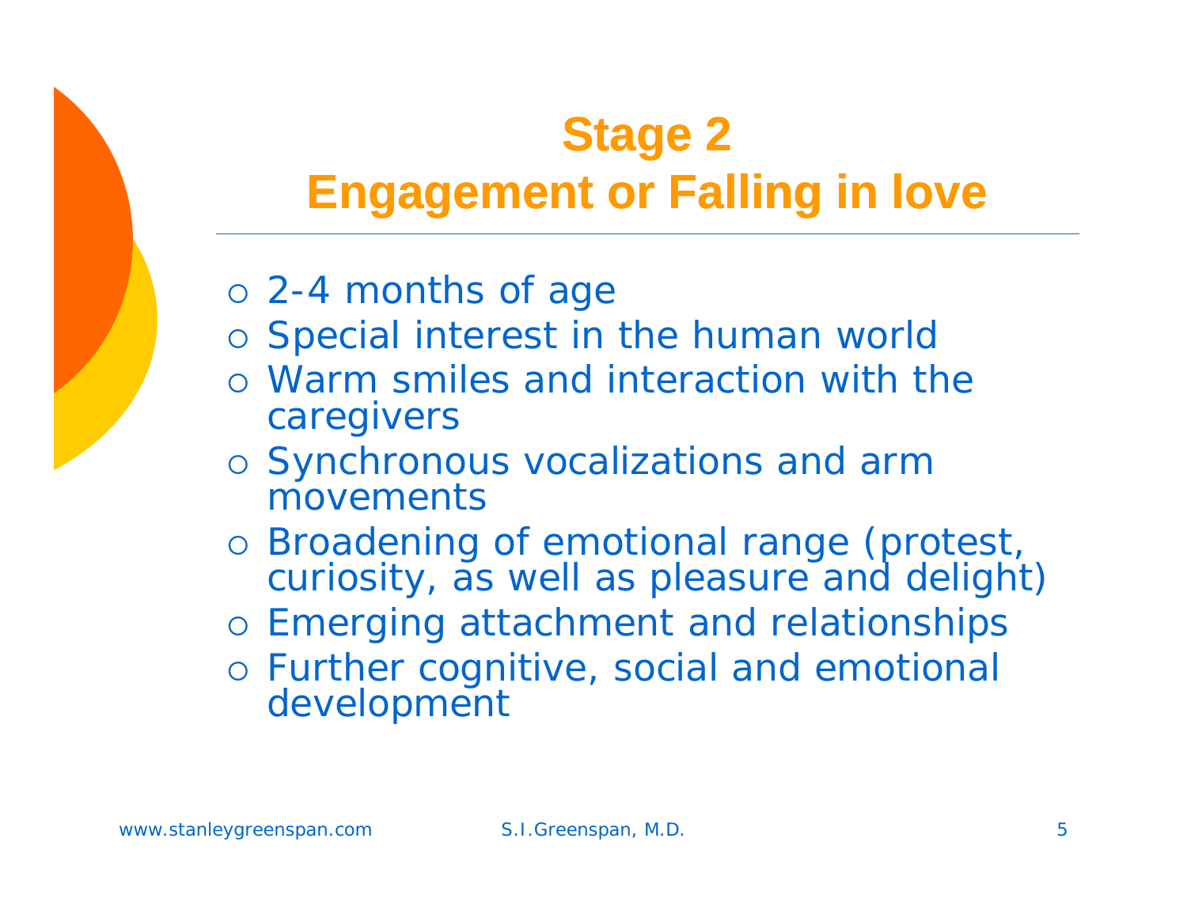# Stage 2
# Engagement or Falling in love

- 2-4 months of age
- Special interest in the human world
- Warm smiles and interaction with the caregivers
- Synchronous vocalizations and arm movements
- Broadening of emotional range (protest, curiosity, as well as pleasure and delight)
- Emerging attachment and relationships
- Further cognitive, social and emotional development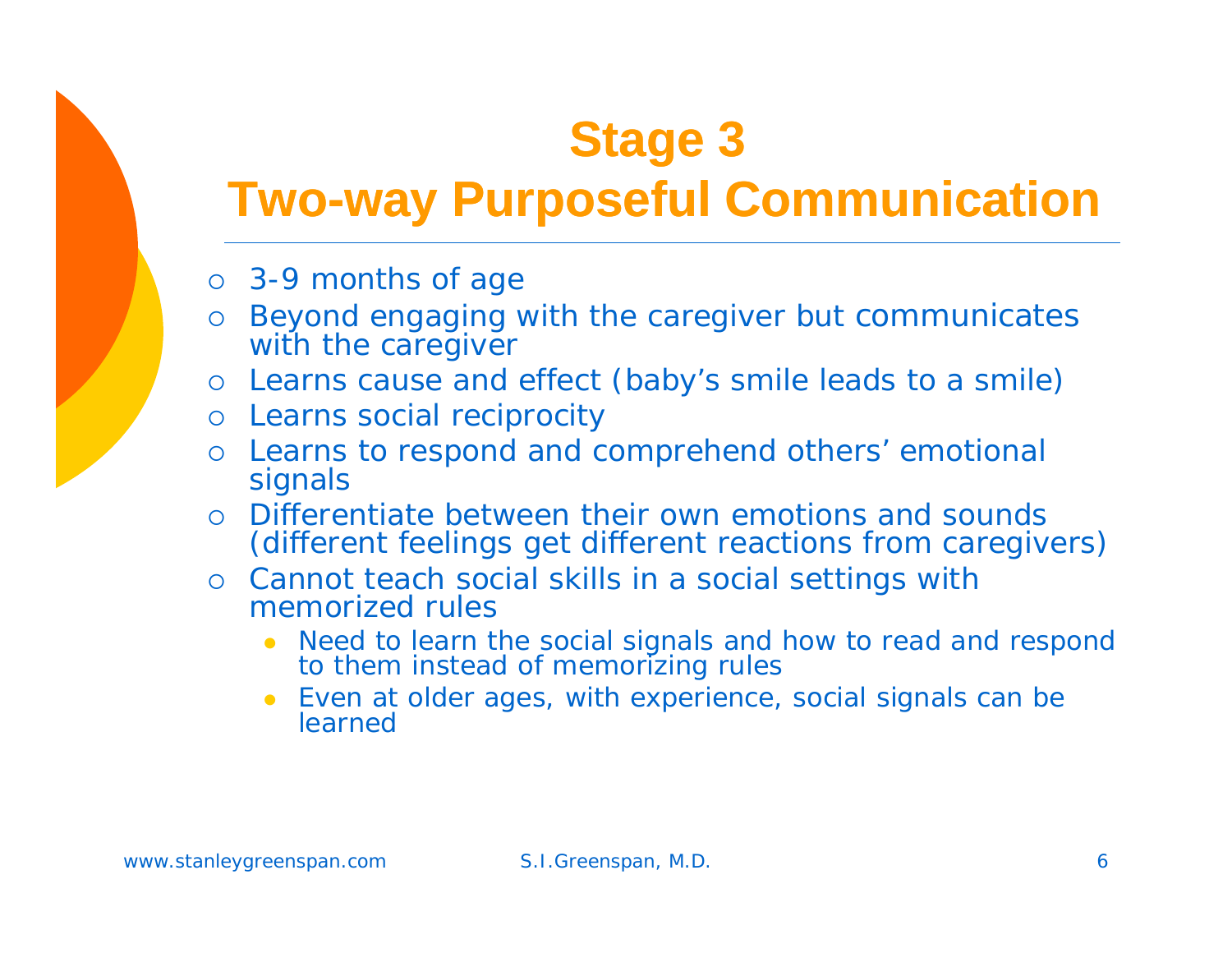# Stage 3
# Two-way Purposeful Communication

- 3-9 months of age
- Beyond engaging with the caregiver but communicates with the caregiver
- Learns cause and effect (baby's smile leads to a smile)
- Learns social reciprocity
- Learns to respond and comprehend others' emotional signals
- Differentiate between their own emotions and sounds (different feelings get different reactions from caregivers)
- Cannot teach social skills in a social settings with memorized rules
  - Need to learn the social signals and how to read and respond to them instead of memorizing rules
  - Even at older ages, with experience, social signals can be learned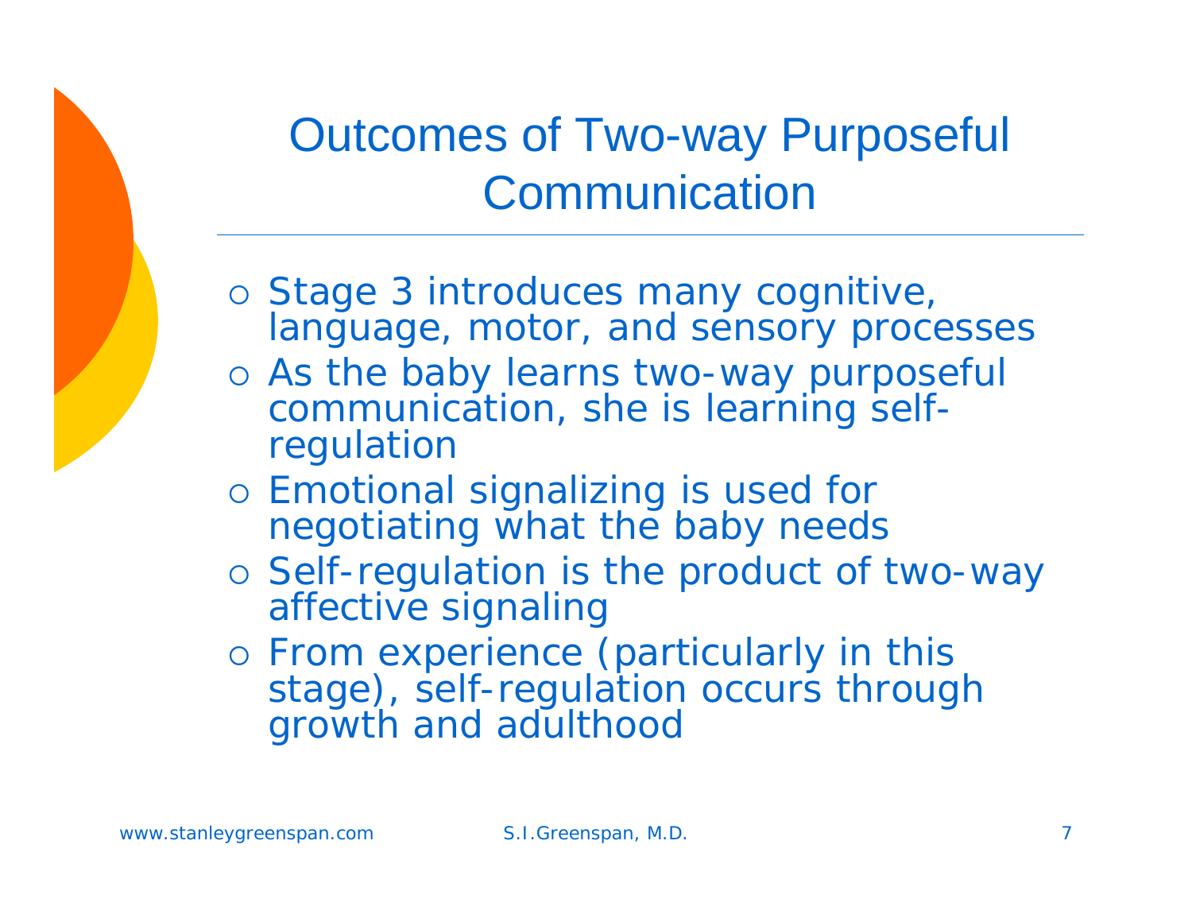# Outcomes of Two-way Purposeful Communication

- Stage 3 introduces many cognitive, language, motor, and sensory processes
- As the baby learns two-way purposeful communication, she is learning self-regulation
- Emotional signalizing is used for negotiating what the baby needs
- Self-regulation is the product of two-way affective signaling
- From experience (particularly in this stage), self-regulation occurs through growth and adulthood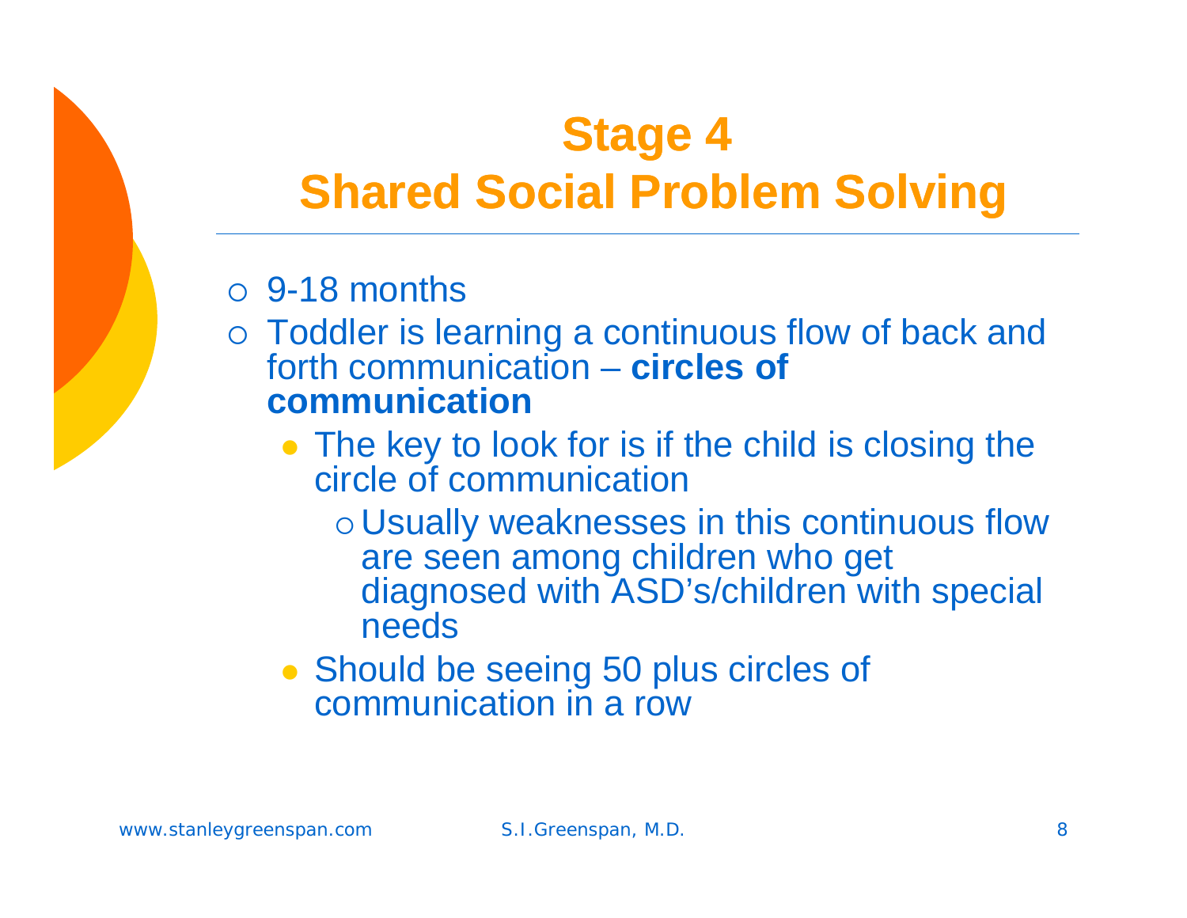# Stage 4
# Shared Social Problem Solving

- 9-18 months
- Toddler is learning a continuous flow of back and forth communication – **circles of communication**
  - The key to look for is if the child is closing the circle of communication
    - Usually weaknesses in this continuous flow are seen among children who get diagnosed with ASD's/children with special needs
  - Should be seeing 50 plus circles of communication in a row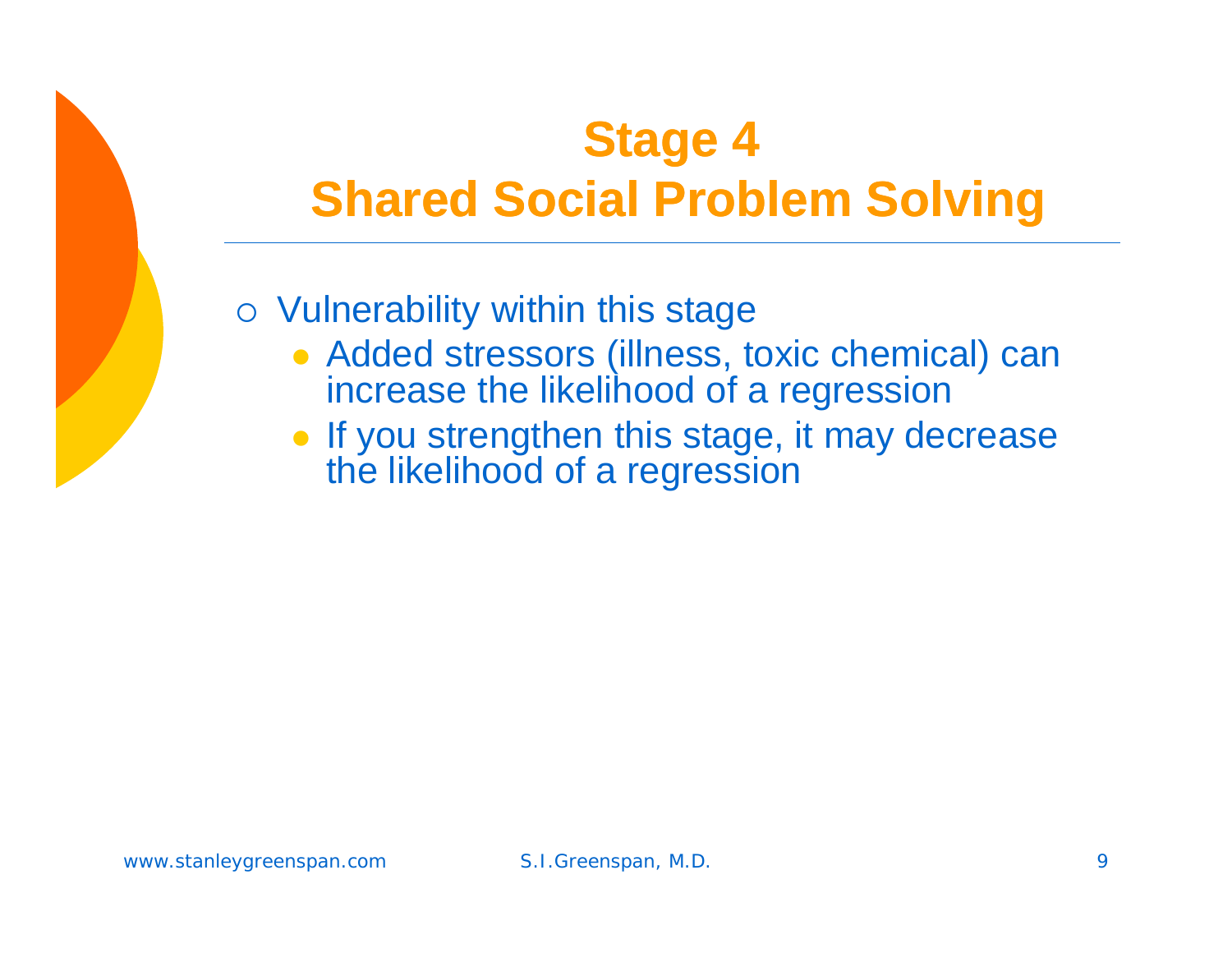# Stage 4
# Shared Social Problem Solving

- Vulnerability within this stage
  - Added stressors (illness, toxic chemical) can increase the likelihood of a regression
  - If you strengthen this stage, it may decrease the likelihood of a regression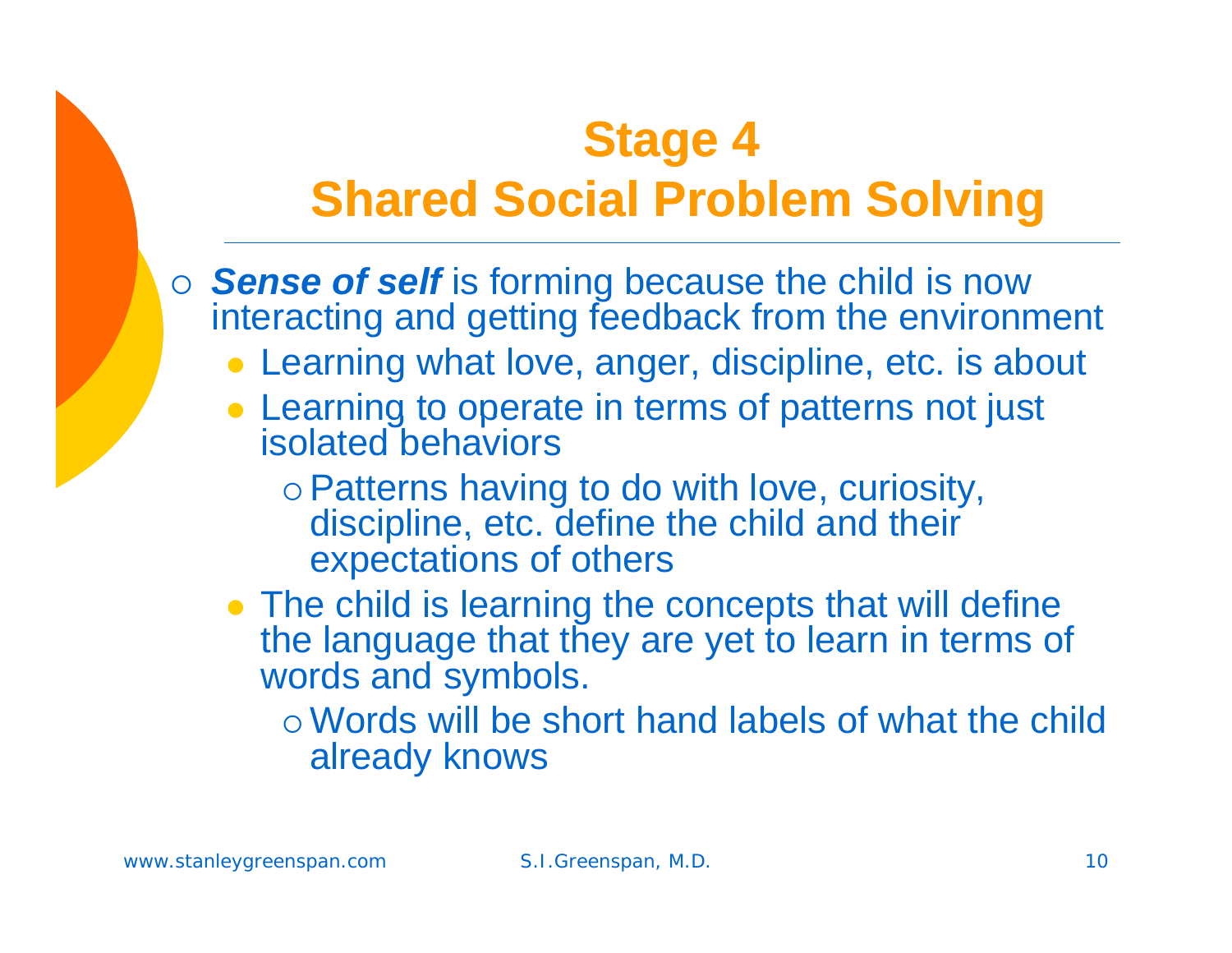# Stage 4
# Shared Social Problem Solving

- ***Sense of self*** is forming because the child is now interacting and getting feedback from the environment
  - Learning what love, anger, discipline, etc. is about
  - Learning to operate in terms of patterns not just isolated behaviors
    - Patterns having to do with love, curiosity, discipline, etc. define the child and their expectations of others
  - The child is learning the concepts that will define the language that they are yet to learn in terms of words and symbols.
    - Words will be short hand labels of what the child already knows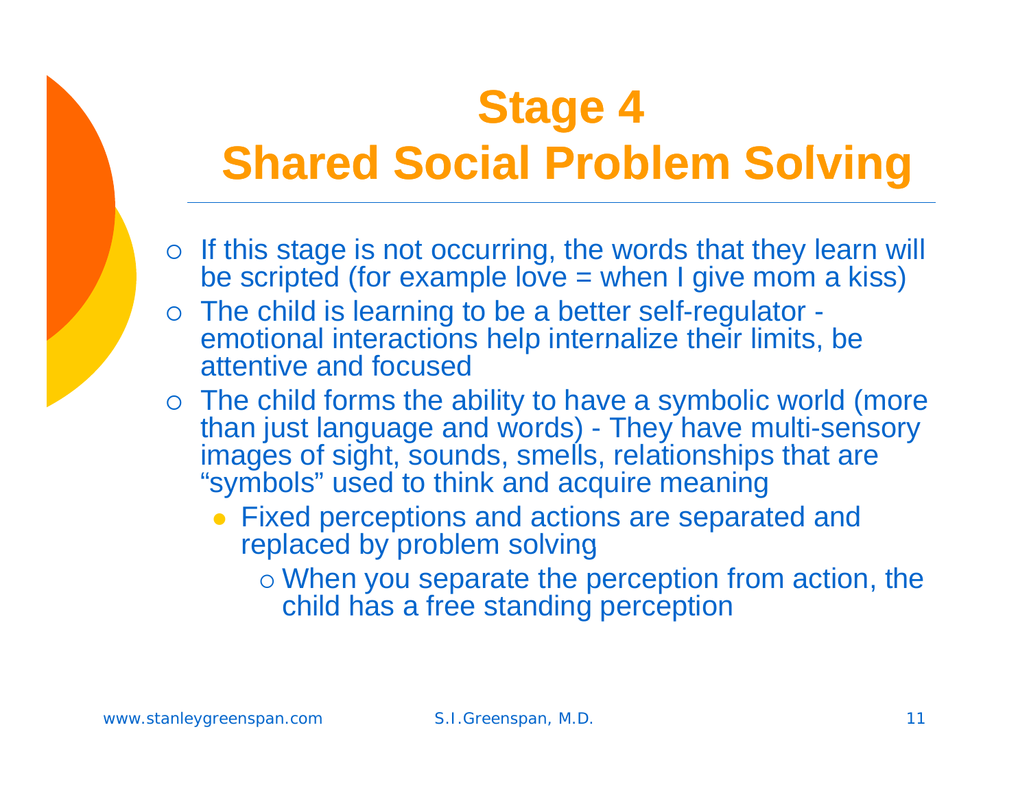# Stage 4
# Shared Social Problem Solving

- If this stage is not occurring, the words that they learn will be scripted (for example love = when I give mom a kiss)
- The child is learning to be a better self-regulator - emotional interactions help internalize their limits, be attentive and focused
- The child forms the ability to have a symbolic world (more than just language and words) - They have multi-sensory images of sight, sounds, smells, relationships that are "symbols" used to think and acquire meaning
  - Fixed perceptions and actions are separated and replaced by problem solving
    - When you separate the perception from action, the child has a free standing perception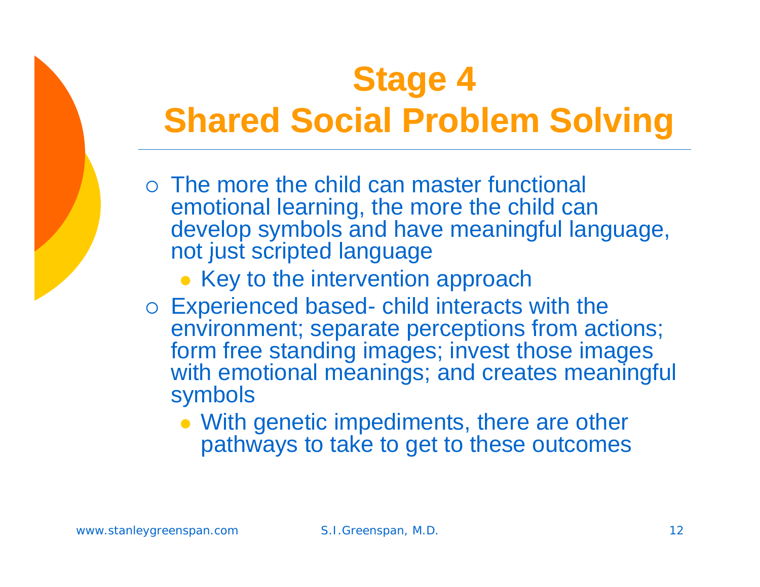# Stage 4
# Shared Social Problem Solving

- The more the child can master functional emotional learning, the more the child can develop symbols and have meaningful language, not just scripted language
  - Key to the intervention approach
- Experienced based- child interacts with the environment; separate perceptions from actions; form free standing images; invest those images with emotional meanings; and creates meaningful symbols
  - With genetic impediments, there are other pathways to take to get to these outcomes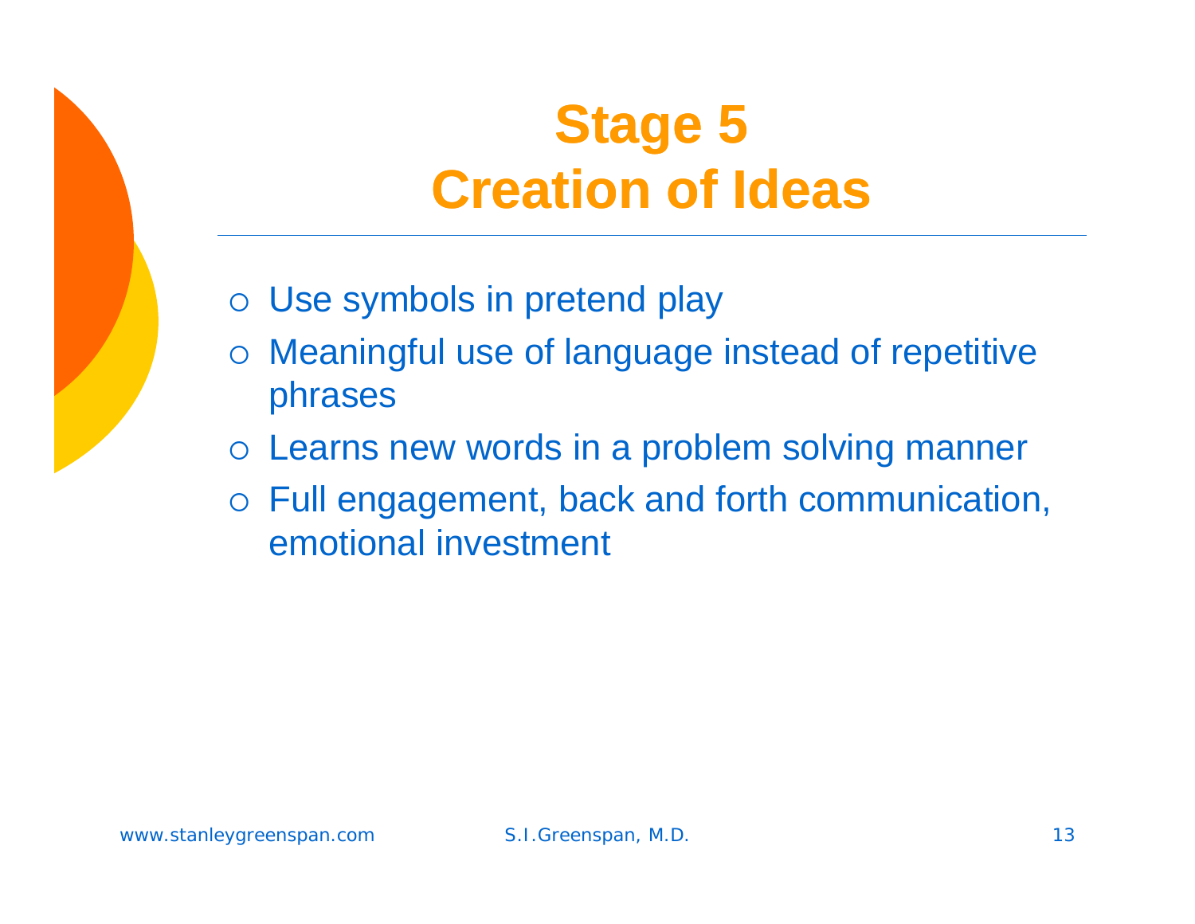# Stage 5
# Creation of Ideas

- Use symbols in pretend play
- Meaningful use of language instead of repetitive phrases
- Learns new words in a problem solving manner
- Full engagement, back and forth communication, emotional investment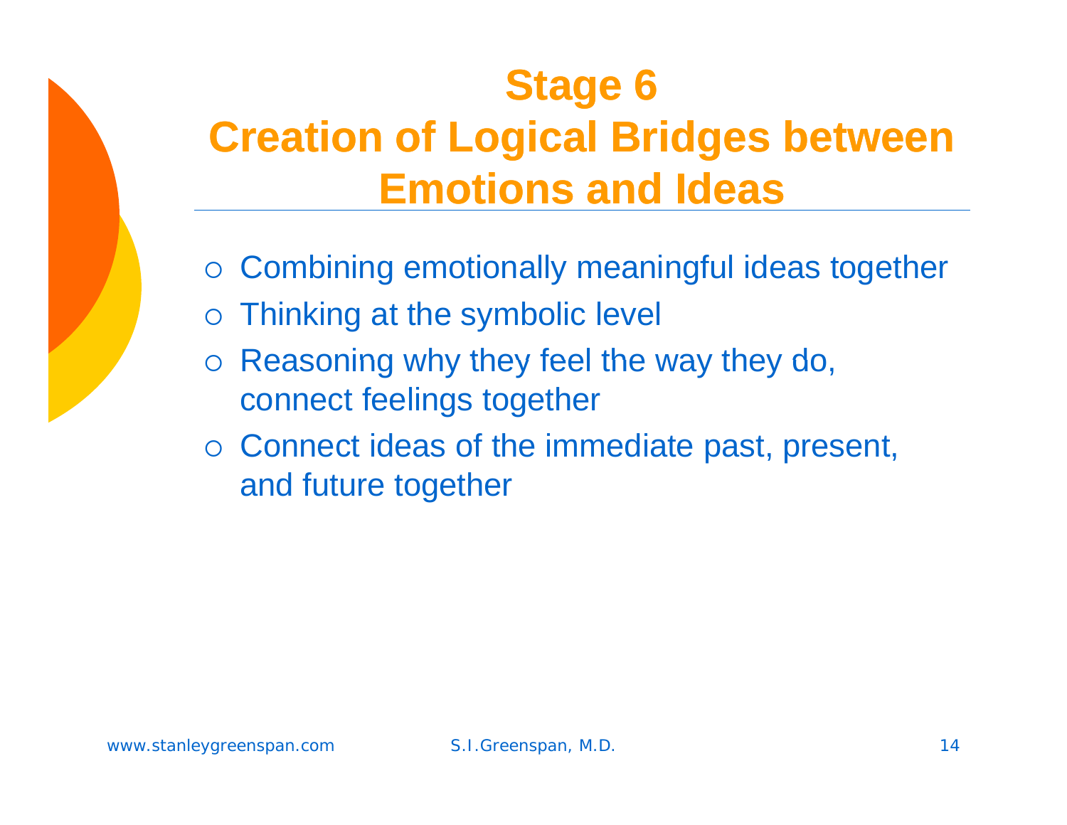# Stage 6
# Creation of Logical Bridges between Emotions and Ideas

- Combining emotionally meaningful ideas together
- Thinking at the symbolic level
- Reasoning why they feel the way they do, connect feelings together
- Connect ideas of the immediate past, present, and future together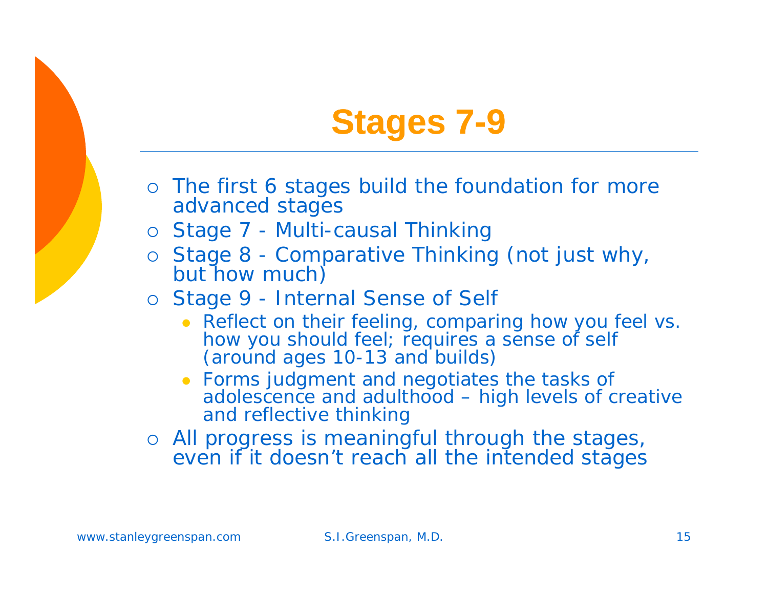# Stages 7-9

- The first 6 stages build the foundation for more advanced stages
- Stage 7 - Multi-causal Thinking
- Stage 8 - Comparative Thinking (not just why, but how much)
- Stage 9 - Internal Sense of Self
  - Reflect on their feeling, comparing how you feel vs. how you should feel; requires a sense of self (around ages 10-13 and builds)
  - Forms judgment and negotiates the tasks of adolescence and adulthood – high levels of creative and reflective thinking
- All progress is meaningful through the stages, even if it doesn't reach all the intended stages